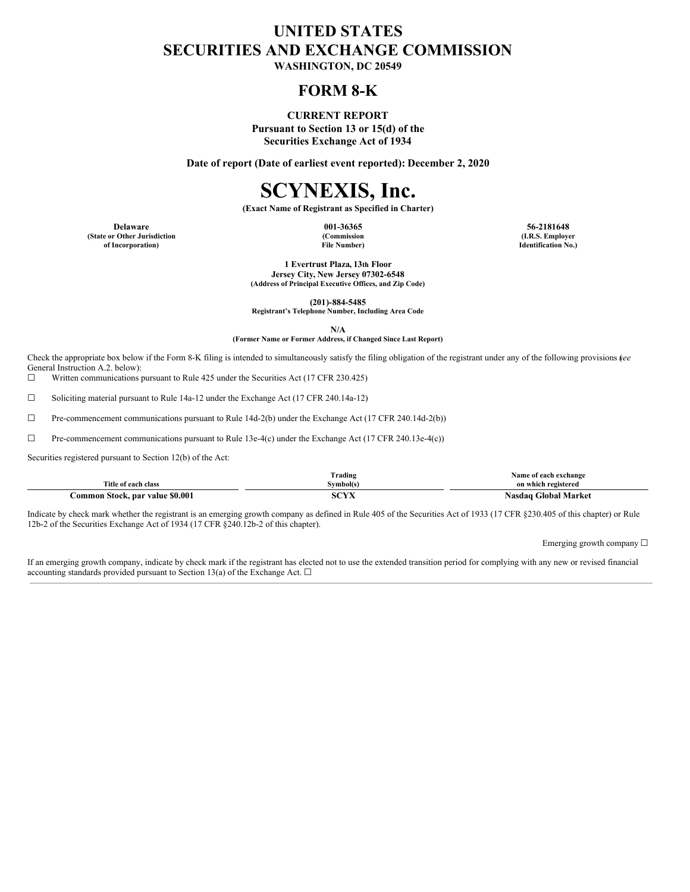# UNITED STATES
# SECURITIES AND EXCHANGE COMMISSION

**WASHINGTON, DC 20549**

## FORM 8-K

**CURRENT REPORT**
**Pursuant to Section 13 or 15(d) of the**
**Securities Exchange Act of 1934**

**Date of report (Date of earliest event reported): December 2, 2020**

# SCYNEXIS, Inc.

**(Exact Name of Registrant as Specified in Charter)**

| Delaware | 001-36365 | 56-2181648 |
|---|---|---|
| (State or Other Jurisdiction of Incorporation) | (Commission File Number) | (I.R.S. Employer Identification No.) |

**1 Evertrust Plaza, 13th Floor**
**Jersey City, New Jersey 07302-6548**
**(Address of Principal Executive Offices, and Zip Code)**

**(201)-884-5485**
**Registrant's Telephone Number, Including Area Code**

**N/A**
**(Former Name or Former Address, if Changed Since Last Report)**

Check the appropriate box below if the Form 8-K filing is intended to simultaneously satisfy the filing obligation of the registrant under any of the following provisions (*see* General Instruction A.2. below):

☐ Written communications pursuant to Rule 425 under the Securities Act (17 CFR 230.425)

☐ Soliciting material pursuant to Rule 14a-12 under the Exchange Act (17 CFR 240.14a-12)

☐ Pre-commencement communications pursuant to Rule 14d-2(b) under the Exchange Act (17 CFR 240.14d-2(b))

☐ Pre-commencement communications pursuant to Rule 13e-4(c) under the Exchange Act (17 CFR 240.13e-4(c))

Securities registered pursuant to Section 12(b) of the Act:

| Title of each class | Trading Symbol(s) | Name of each exchange on which registered |
|---|---|---|
| **Common Stock, par value $0.001** | **SCYX** | **Nasdaq Global Market** |

Indicate by check mark whether the registrant is an emerging growth company as defined in Rule 405 of the Securities Act of 1933 (17 CFR §230.405 of this chapter) or Rule 12b-2 of the Securities Exchange Act of 1934 (17 CFR §240.12b-2 of this chapter).

Emerging growth company ☐

If an emerging growth company, indicate by check mark if the registrant has elected not to use the extended transition period for complying with any new or revised financial accounting standards provided pursuant to Section 13(a) of the Exchange Act. ☐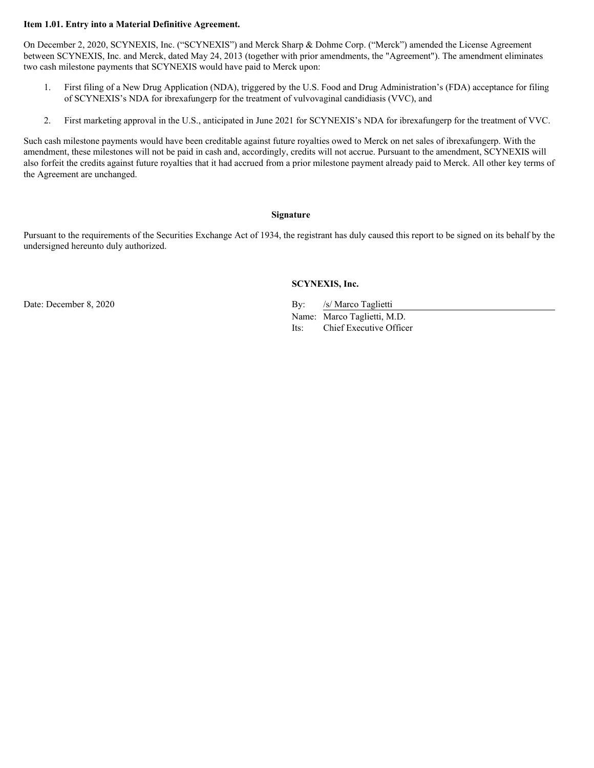**Item 1.01. Entry into a Material Definitive Agreement.**

On December 2, 2020, SCYNEXIS, Inc. ("SCYNEXIS") and Merck Sharp & Dohme Corp. ("Merck") amended the License Agreement between SCYNEXIS, Inc. and Merck, dated May 24, 2013 (together with prior amendments, the "Agreement"). The amendment eliminates two cash milestone payments that SCYNEXIS would have paid to Merck upon:

1. First filing of a New Drug Application (NDA), triggered by the U.S. Food and Drug Administration's (FDA) acceptance for filing of SCYNEXIS's NDA for ibrexafungerp for the treatment of vulvovaginal candidiasis (VVC), and

2. First marketing approval in the U.S., anticipated in June 2021 for SCYNEXIS's NDA for ibrexafungerp for the treatment of VVC.

Such cash milestone payments would have been creditable against future royalties owed to Merck on net sales of ibrexafungerp. With the amendment, these milestones will not be paid in cash and, accordingly, credits will not accrue. Pursuant to the amendment, SCYNEXIS will also forfeit the credits against future royalties that it had accrued from a prior milestone payment already paid to Merck. All other key terms of the Agreement are unchanged.

**Signature**

Pursuant to the requirements of the Securities Exchange Act of 1934, the registrant has duly caused this report to be signed on its behalf by the undersigned hereunto duly authorized.

**SCYNEXIS, Inc.**

Date: December 8, 2020

By: /s/ Marco Taglietti
Name: Marco Taglietti, M.D.
Its: Chief Executive Officer